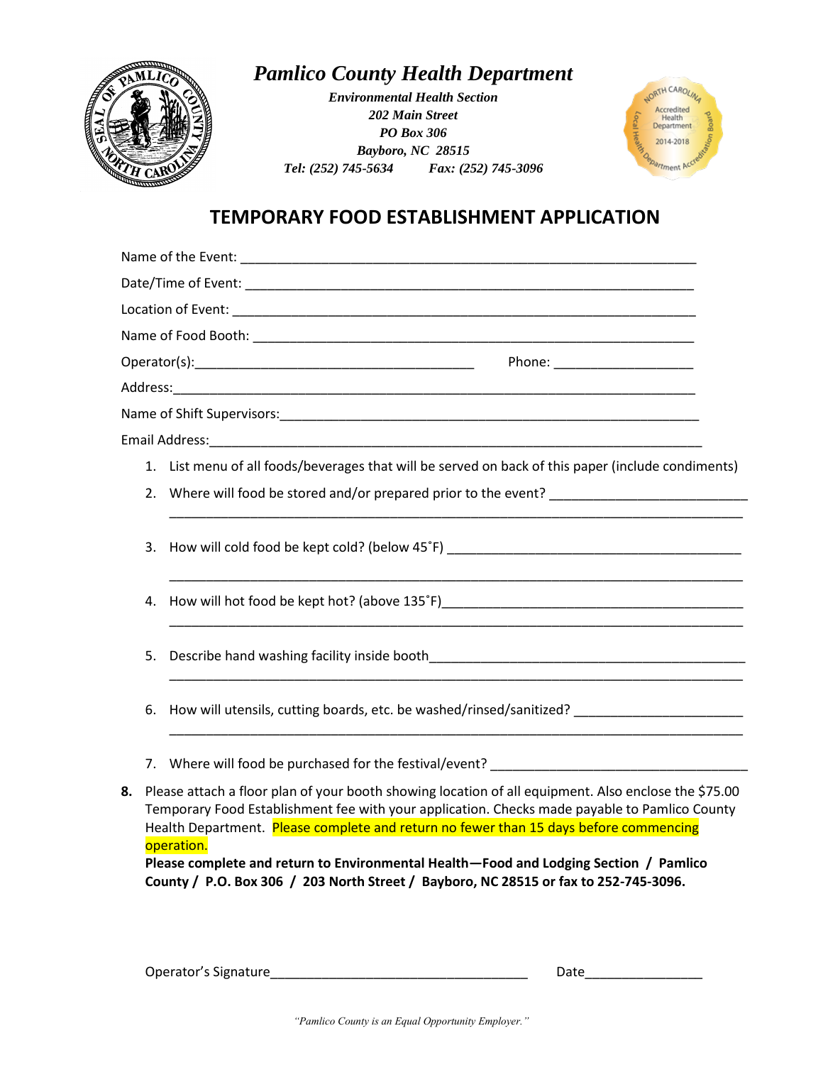# *Pamlico County Health Department*

***Environmental Health Section***
***202 Main Street***
***PO Box 306***
***Bayboro, NC 28515***
***Tel: (252) 745-5634 Fax: (252) 745-3096***

## TEMPORARY FOOD ESTABLISHMENT APPLICATION

Name of the Event: ____________________________________________________________

Date/Time of Event: ____________________________________________________________

Location of Event: ____________________________________________________________

Name of Food Booth: ____________________________________________________________

Operator(s):______________________________________ Phone: ___________________

Address:__________________________________________________________________________

Name of Shift Supervisors:______________________________________________________

Email Address:___________________________________________________________________

1. List menu of all foods/beverages that will be served on back of this paper (include condiments)
2. Where will food be stored and/or prepared prior to the event? ___________________________
   ______________________________________________________________________________
3. How will cold food be kept cold? (below 45˚F) ________________________________________
   ______________________________________________________________________________
4. How will hot food be kept hot? (above 135˚F)_________________________________________
   ______________________________________________________________________________
5. Describe hand washing facility inside booth___________________________________________
   ______________________________________________________________________________
6. How will utensils, cutting boards, etc. be washed/rinsed/sanitized? ______________________
   ______________________________________________________________________________
7. Where will food be purchased for the festival/event? __________________________________

**8.** Please attach a floor plan of your booth showing location of all equipment. Also enclose the $75.00 Temporary Food Establishment fee with your application. Checks made payable to Pamlico County Health Department. Please complete and return no fewer than 15 days before commencing operation.
**Please complete and return to Environmental Health—Food and Lodging Section / Pamlico County / P.O. Box 306 / 203 North Street / Bayboro, NC 28515 or fax to 252-745-3096.**

Operator's Signature___________________________________ Date_______________

*"Pamlico County is an Equal Opportunity Employer."*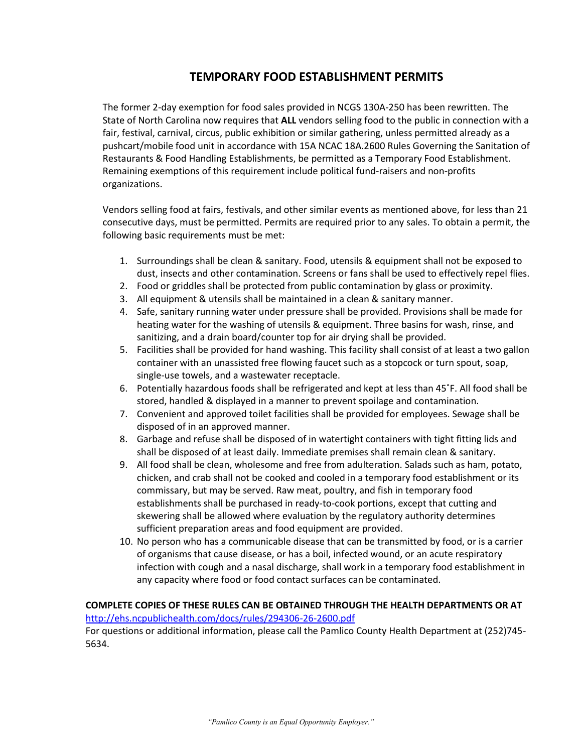# TEMPORARY FOOD ESTABLISHMENT PERMITS

The former 2-day exemption for food sales provided in NCGS 130A-250 has been rewritten. The State of North Carolina now requires that **ALL** vendors selling food to the public in connection with a fair, festival, carnival, circus, public exhibition or similar gathering, unless permitted already as a pushcart/mobile food unit in accordance with 15A NCAC 18A.2600 Rules Governing the Sanitation of Restaurants & Food Handling Establishments, be permitted as a Temporary Food Establishment. Remaining exemptions of this requirement include political fund-raisers and non-profits organizations.

Vendors selling food at fairs, festivals, and other similar events as mentioned above, for less than 21 consecutive days, must be permitted. Permits are required prior to any sales. To obtain a permit, the following basic requirements must be met:

1. Surroundings shall be clean & sanitary. Food, utensils & equipment shall not be exposed to dust, insects and other contamination. Screens or fans shall be used to effectively repel flies.
2. Food or griddles shall be protected from public contamination by glass or proximity.
3. All equipment & utensils shall be maintained in a clean & sanitary manner.
4. Safe, sanitary running water under pressure shall be provided. Provisions shall be made for heating water for the washing of utensils & equipment. Three basins for wash, rinse, and sanitizing, and a drain board/counter top for air drying shall be provided.
5. Facilities shall be provided for hand washing. This facility shall consist of at least a two gallon container with an unassisted free flowing faucet such as a stopcock or turn spout, soap, single-use towels, and a wastewater receptacle.
6. Potentially hazardous foods shall be refrigerated and kept at less than 45˚F. All food shall be stored, handled & displayed in a manner to prevent spoilage and contamination.
7. Convenient and approved toilet facilities shall be provided for employees. Sewage shall be disposed of in an approved manner.
8. Garbage and refuse shall be disposed of in watertight containers with tight fitting lids and shall be disposed of at least daily. Immediate premises shall remain clean & sanitary.
9. All food shall be clean, wholesome and free from adulteration. Salads such as ham, potato, chicken, and crab shall not be cooked and cooled in a temporary food establishment or its commissary, but may be served. Raw meat, poultry, and fish in temporary food establishments shall be purchased in ready-to-cook portions, except that cutting and skewering shall be allowed where evaluation by the regulatory authority determines sufficient preparation areas and food equipment are provided.
10. No person who has a communicable disease that can be transmitted by food, or is a carrier of organisms that cause disease, or has a boil, infected wound, or an acute respiratory infection with cough and a nasal discharge, shall work in a temporary food establishment in any capacity where food or food contact surfaces can be contaminated.

**COMPLETE COPIES OF THESE RULES CAN BE OBTAINED THROUGH THE HEALTH DEPARTMENTS OR AT** http://ehs.ncpublichealth.com/docs/rules/294306-26-2600.pdf

For questions or additional information, please call the Pamlico County Health Department at (252)745-5634.

*"Pamlico County is an Equal Opportunity Employer."*